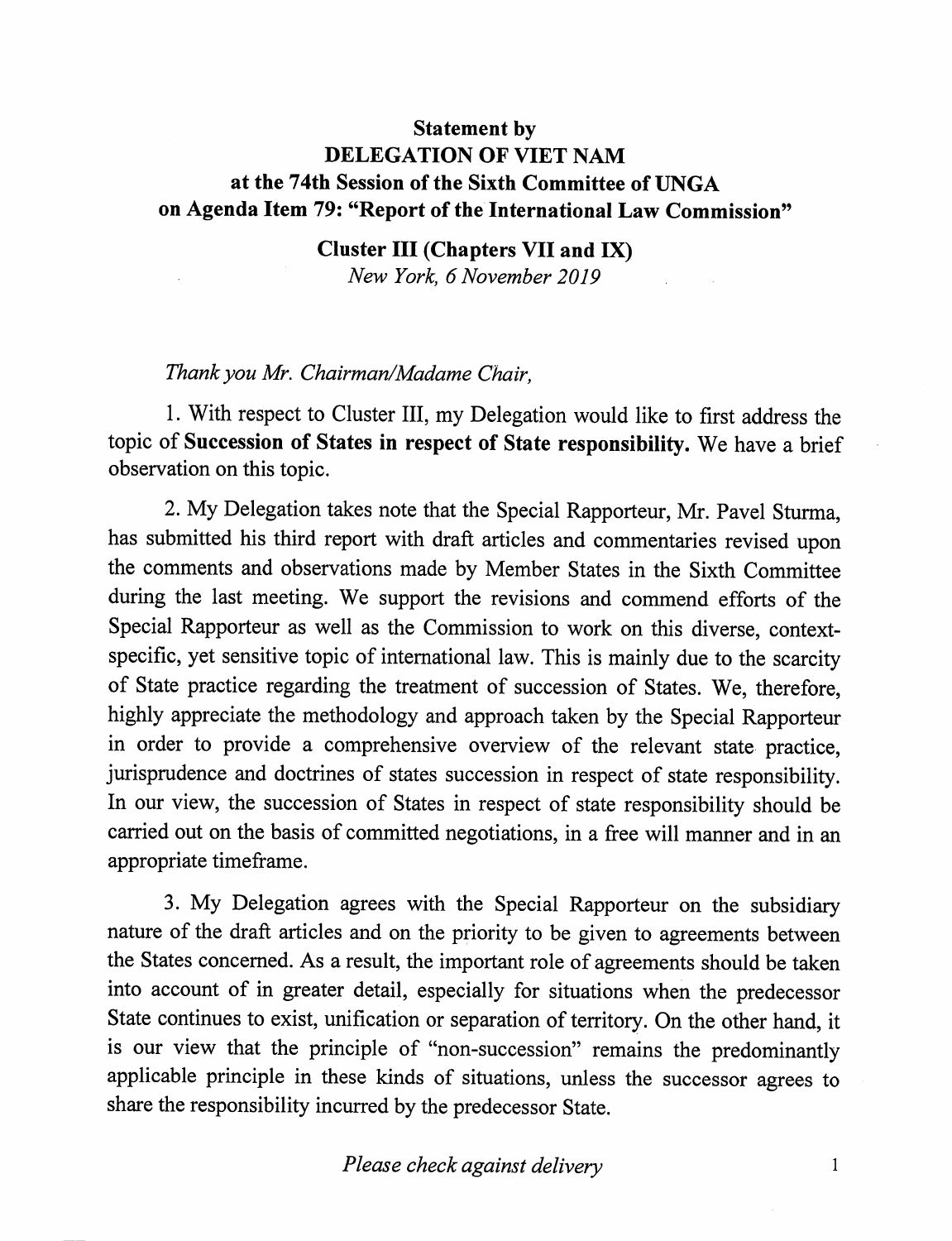**Statement by**
**DELEGATION OF VIET NAM**
**at the 74th Session of the Sixth Committee of UNGA**
**on Agenda Item 79: "Report of the International Law Commission"**

**Cluster III (Chapters VII and IX)**
*New York, 6 November 2019*

*Thank you Mr. Chairman/Madame Chair,*

1. With respect to Cluster III, my Delegation would like to first address the topic of **Succession of States in respect of State responsibility.** We have a brief observation on this topic.

2. My Delegation takes note that the Special Rapporteur, Mr. Pavel Sturma, has submitted his third report with draft articles and commentaries revised upon the comments and observations made by Member States in the Sixth Committee during the last meeting. We support the revisions and commend efforts of the Special Rapporteur as well as the Commission to work on this diverse, context-specific, yet sensitive topic of international law. This is mainly due to the scarcity of State practice regarding the treatment of succession of States. We, therefore, highly appreciate the methodology and approach taken by the Special Rapporteur in order to provide a comprehensive overview of the relevant state practice, jurisprudence and doctrines of states succession in respect of state responsibility. In our view, the succession of States in respect of state responsibility should be carried out on the basis of committed negotiations, in a free will manner and in an appropriate timeframe.

3. My Delegation agrees with the Special Rapporteur on the subsidiary nature of the draft articles and on the priority to be given to agreements between the States concerned. As a result, the important role of agreements should be taken into account of in greater detail, especially for situations when the predecessor State continues to exist, unification or separation of territory. On the other hand, it is our view that the principle of "non-succession" remains the predominantly applicable principle in these kinds of situations, unless the successor agrees to share the responsibility incurred by the predecessor State.

*Please check against delivery*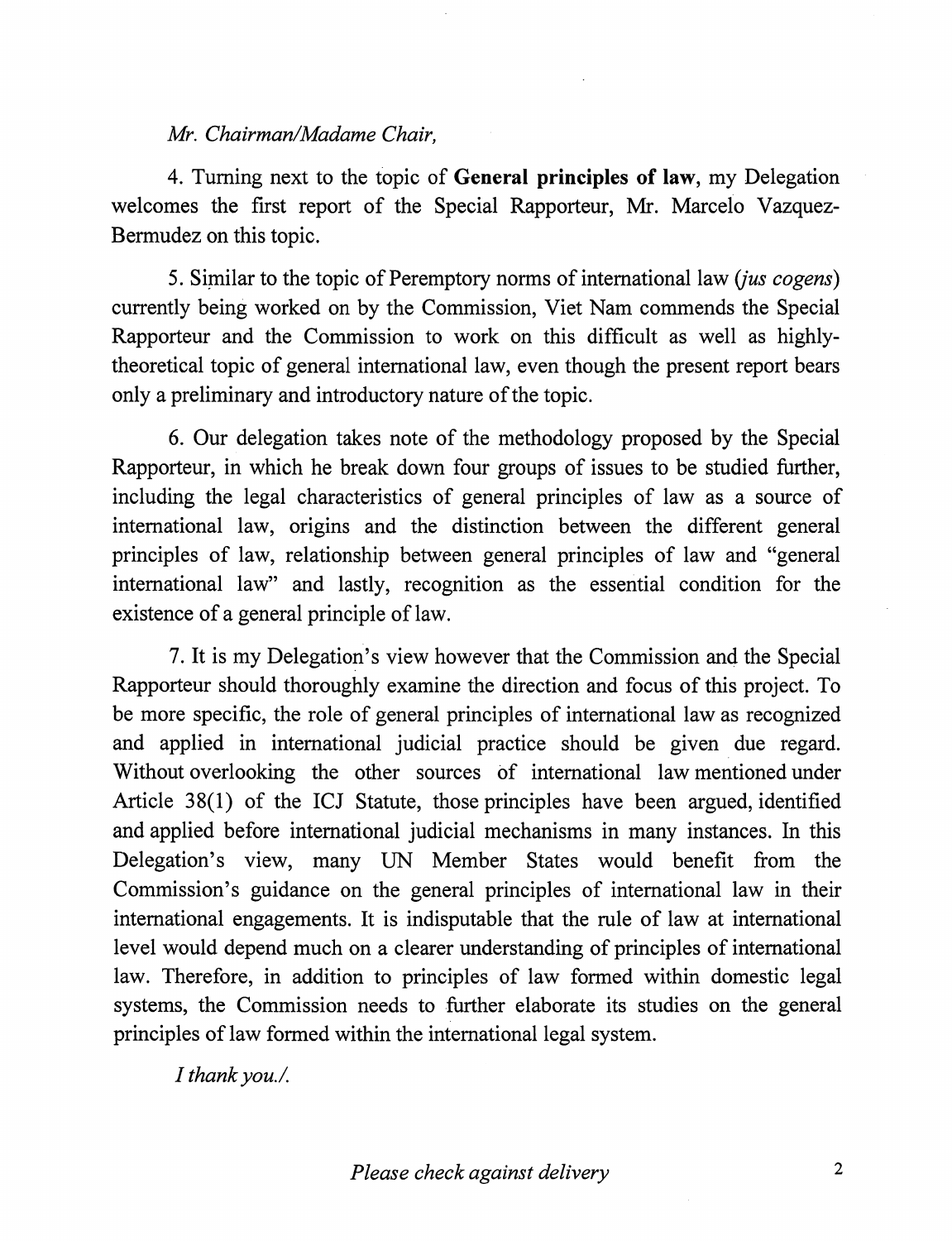*Mr. Chairman/Madame Chair,*

4. Turning next to the topic of **General principles of law**, my Delegation welcomes the first report of the Special Rapporteur, Mr. Marcelo Vazquez-Bermudez on this topic.

5. Similar to the topic of Peremptory norms of international law (*jus cogens*) currently being worked on by the Commission, Viet Nam commends the Special Rapporteur and the Commission to work on this difficult as well as highly-theoretical topic of general international law, even though the present report bears only a preliminary and introductory nature of the topic.

6. Our delegation takes note of the methodology proposed by the Special Rapporteur, in which he break down four groups of issues to be studied further, including the legal characteristics of general principles of law as a source of international law, origins and the distinction between the different general principles of law, relationship between general principles of law and "general international law" and lastly, recognition as the essential condition for the existence of a general principle of law.

7. It is my Delegation's view however that the Commission and the Special Rapporteur should thoroughly examine the direction and focus of this project. To be more specific, the role of general principles of international law as recognized and applied in international judicial practice should be given due regard. Without overlooking the other sources of international law mentioned under Article 38(1) of the ICJ Statute, those principles have been argued, identified and applied before international judicial mechanisms in many instances. In this Delegation's view, many UN Member States would benefit from the Commission's guidance on the general principles of international law in their international engagements. It is indisputable that the rule of law at international level would depend much on a clearer understanding of principles of international law. Therefore, in addition to principles of law formed within domestic legal systems, the Commission needs to further elaborate its studies on the general principles of law formed within the international legal system.

*I thank you./.*

*Please check against delivery*